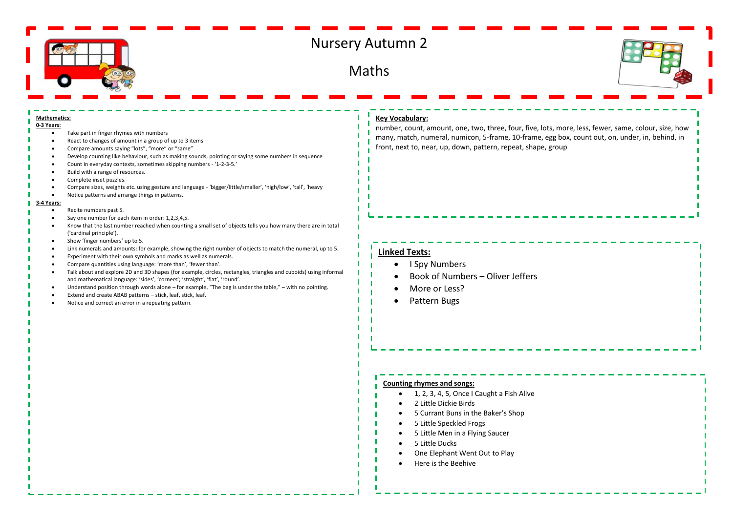# Nursery Autumn 2

# Maths

**Mathematics:**

**0-3 Years:**

- Take part in finger rhymes with numbers
- React to changes of amount in a group of up to 3 items
- Compare amounts saying "lots", "more" or "same"
- Develop counting like behaviour, such as making sounds, pointing or saying some numbers in sequence
- Count in everyday contexts, sometimes skipping numbers - '1-2-3-5.'
- Build with a range of resources.
- Complete inset puzzles.
- Compare sizes, weights etc. using gesture and language - 'bigger/little/smaller', 'high/low', 'tall', 'heavy
- Notice patterns and arrange things in patterns.

**3-4 Years:**

- Recite numbers past 5.
- Say one number for each item in order: 1,2,3,4,5.
- Know that the last number reached when counting a small set of objects tells you how many there are in total ('cardinal principle').
- Show 'finger numbers' up to 5.
- Link numerals and amounts: for example, showing the right number of objects to match the numeral, up to 5.
- Experiment with their own symbols and marks as well as numerals.
- Compare quantities using language: 'more than', 'fewer than'.
- Talk about and explore 2D and 3D shapes (for example, circles, rectangles, triangles and cuboids) using informal and mathematical language: 'sides', 'corners'; 'straight', 'flat', 'round'.
- Understand position through words alone – for example, "The bag is under the table," – with no pointing.
- Extend and create ABAB patterns – stick, leaf, stick, leaf.
- Notice and correct an error in a repeating pattern.

**Key Vocabulary:**

number, count, amount, one, two, three, four, five, lots, more, less, fewer, same, colour, size, how many, match, numeral, numicon, 5-frame, 10-frame, egg box, count out, on, under, in, behind, in front, next to, near, up, down, pattern, repeat, shape, group

**Linked Texts:**

- I Spy Numbers
- Book of Numbers – Oliver Jeffers
- More or Less?
- Pattern Bugs

**Counting rhymes and songs:**

- 1, 2, 3, 4, 5, Once I Caught a Fish Alive
- 2 Little Dickie Birds
- 5 Currant Buns in the Baker's Shop
- 5 Little Speckled Frogs
- 5 Little Men in a Flying Saucer
- 5 Little Ducks
- One Elephant Went Out to Play
- Here is the Beehive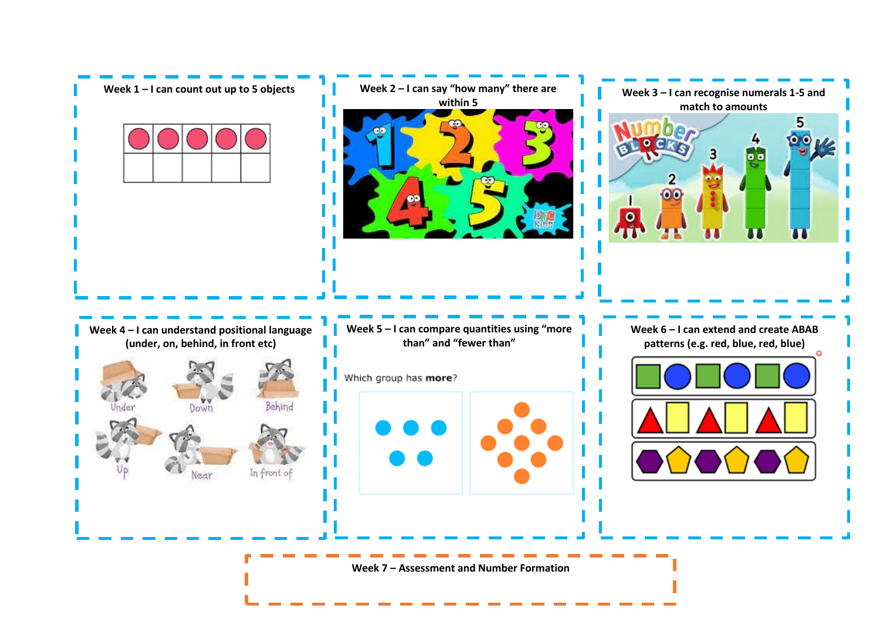Week 1 – I can count out up to 5 objects

Week 2 – I can say "how many" there are within 5

Week 3 – I can recognise numerals 1-5 and match to amounts

Week 4 – I can understand positional language (under, on, behind, in front etc)

Under

Down

Behind

Up

Near

In front of

Week 5 – I can compare quantities using "more than" and "fewer than"

Which group has **more**?

Week 6 – I can extend and create ABAB patterns (e.g. red, blue, red, blue)

Week 7 – Assessment and Number Formation